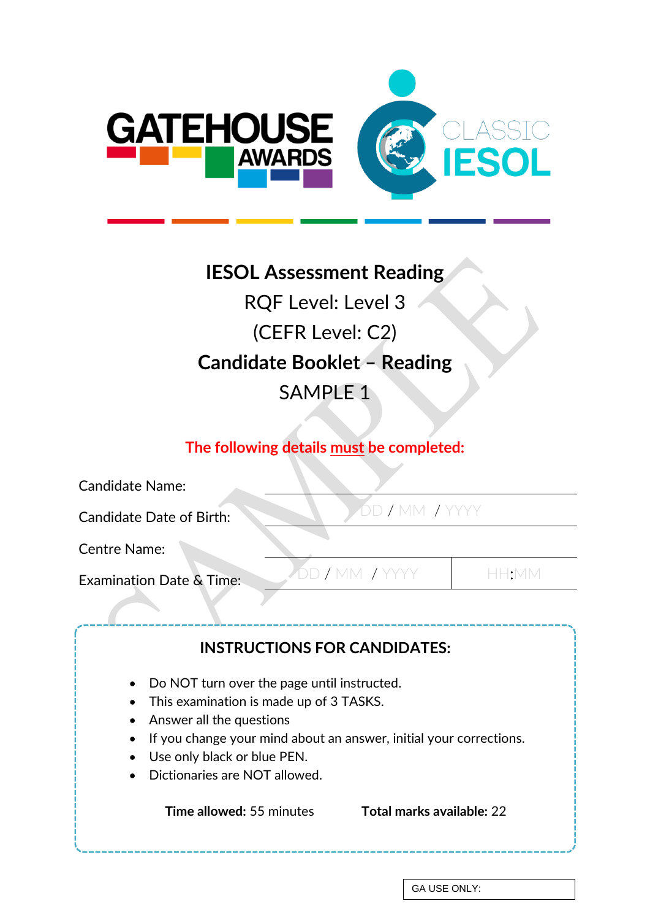GATEHOUSE AWARDS

CLASSIC IESOL

# IESOL Assessment Reading

RQF Level: Level 3

(CEFR Level: C2)

## Candidate Booklet – Reading

SAMPLE 1

**The following details must be completed:**

| | | |
|---|---|---|
| Candidate Name: | | |
| Candidate Date of Birth: | DD / MM / YYYY | |
| Centre Name: | | |
| Examination Date & Time: | DD / MM / YYYY | HH:MM |

**INSTRUCTIONS FOR CANDIDATES:**

- Do NOT turn over the page until instructed.
- This examination is made up of 3 TASKS.
- Answer all the questions
- If you change your mind about an answer, initial your corrections.
- Use only black or blue PEN.
- Dictionaries are NOT allowed.

**Time allowed:** 55 minutes **Total marks available:** 22

GA USE ONLY: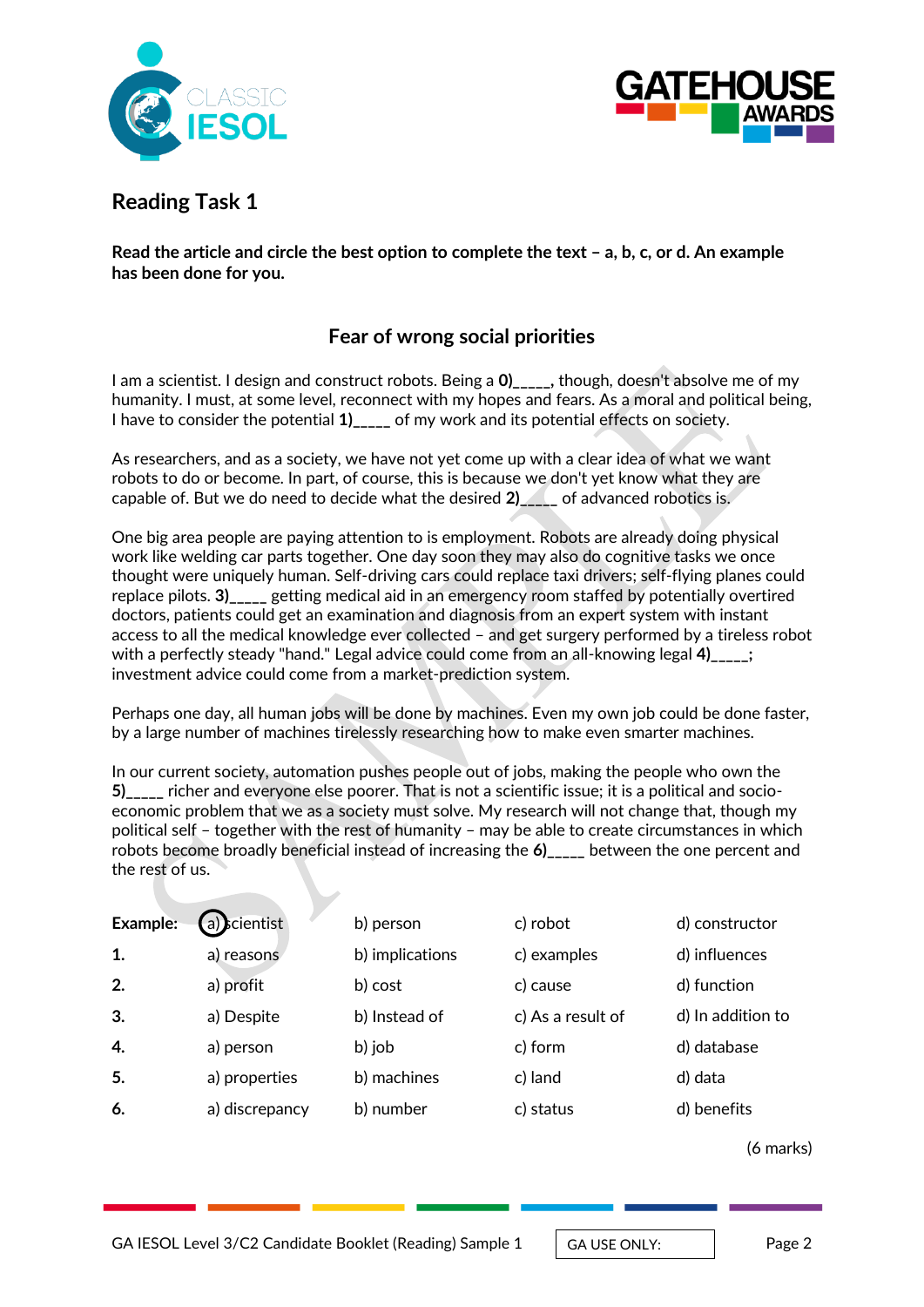## Reading Task 1

**Read the article and circle the best option to complete the text – a, b, c, or d. An example has been done for you.**

### Fear of wrong social priorities

I am a scientist. I design and construct robots. Being a **0)\_\_\_\_\_**, though, doesn't absolve me of my humanity. I must, at some level, reconnect with my hopes and fears. As a moral and political being, I have to consider the potential **1)\_\_\_\_\_** of my work and its potential effects on society.

As researchers, and as a society, we have not yet come up with a clear idea of what we want robots to do or become. In part, of course, this is because we don't yet know what they are capable of. But we do need to decide what the desired **2)\_\_\_\_\_** of advanced robotics is.

One big area people are paying attention to is employment. Robots are already doing physical work like welding car parts together. One day soon they may also do cognitive tasks we once thought were uniquely human. Self-driving cars could replace taxi drivers; self-flying planes could replace pilots. **3)\_\_\_\_\_** getting medical aid in an emergency room staffed by potentially overtired doctors, patients could get an examination and diagnosis from an expert system with instant access to all the medical knowledge ever collected – and get surgery performed by a tireless robot with a perfectly steady "hand." Legal advice could come from an all-knowing legal **4)\_\_\_\_\_**; investment advice could come from a market-prediction system.

Perhaps one day, all human jobs will be done by machines. Even my own job could be done faster, by a large number of machines tirelessly researching how to make even smarter machines.

In our current society, automation pushes people out of jobs, making the people who own the **5)\_\_\_\_\_** richer and everyone else poorer. That is not a scientific issue; it is a political and socio-economic problem that we as a society must solve. My research will not change that, though my political self – together with the rest of humanity – may be able to create circumstances in which robots become broadly beneficial instead of increasing the **6)\_\_\_\_\_** between the one percent and the rest of us.

| | | | | |
|---|---|---|---|---|
| **Example:** | (a) scientist | b) person | c) robot | d) constructor |
| **1.** | a) reasons | b) implications | c) examples | d) influences |
| **2.** | a) profit | b) cost | c) cause | d) function |
| **3.** | a) Despite | b) Instead of | c) As a result of | d) In addition to |
| **4.** | a) person | b) job | c) form | d) database |
| **5.** | a) properties | b) machines | c) land | d) data |
| **6.** | a) discrepancy | b) number | c) status | d) benefits |

(6 marks)

GA IESOL Level 3/C2 Candidate Booklet (Reading) Sample 1 | GA USE ONLY: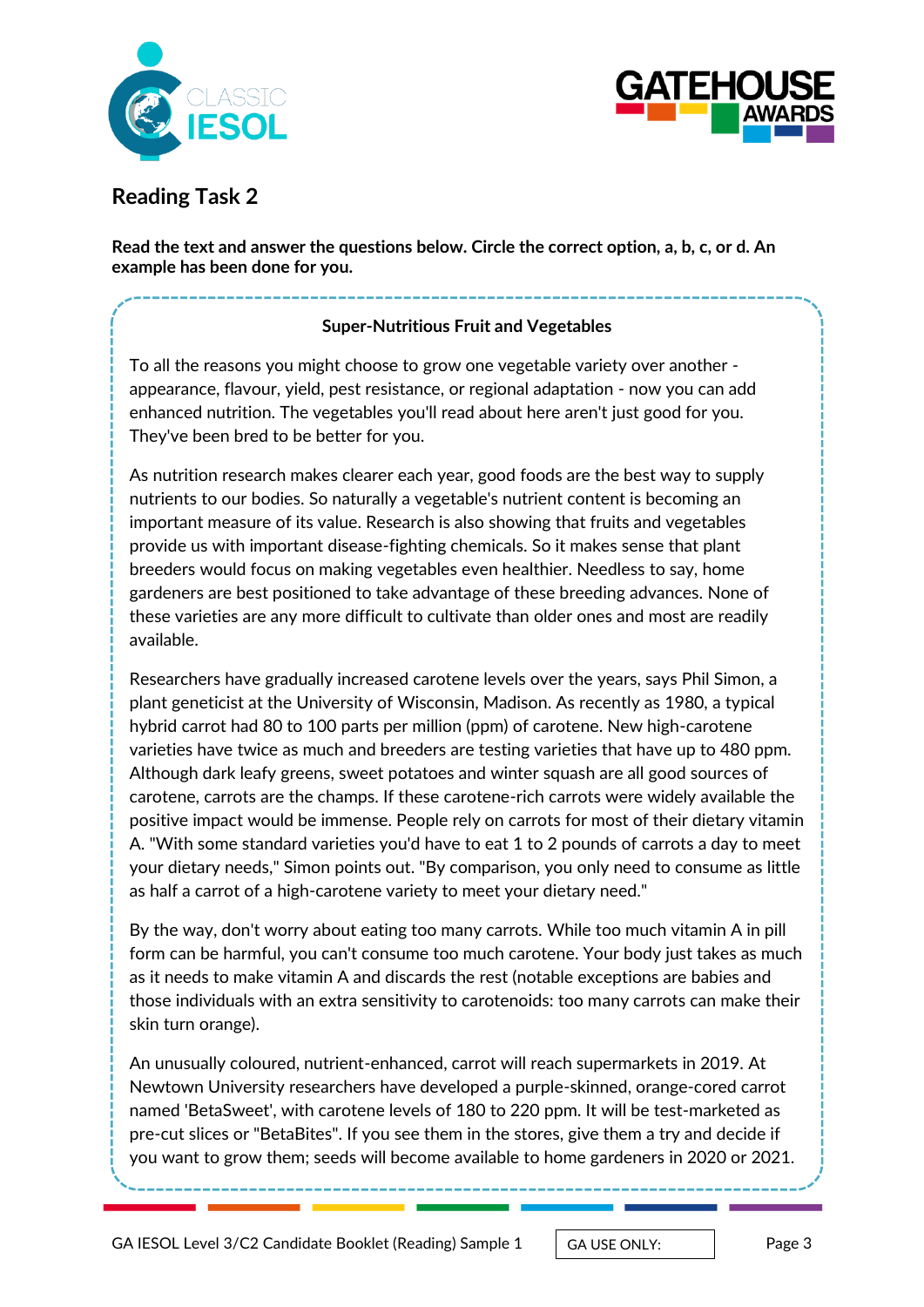## Reading Task 2

**Read the text and answer the questions below. Circle the correct option, a, b, c, or d. An example has been done for you.**

### Super-Nutritious Fruit and Vegetables

To all the reasons you might choose to grow one vegetable variety over another - appearance, flavour, yield, pest resistance, or regional adaptation - now you can add enhanced nutrition. The vegetables you'll read about here aren't just good for you. They've been bred to be better for you.

As nutrition research makes clearer each year, good foods are the best way to supply nutrients to our bodies. So naturally a vegetable's nutrient content is becoming an important measure of its value. Research is also showing that fruits and vegetables provide us with important disease-fighting chemicals. So it makes sense that plant breeders would focus on making vegetables even healthier. Needless to say, home gardeners are best positioned to take advantage of these breeding advances. None of these varieties are any more difficult to cultivate than older ones and most are readily available.

Researchers have gradually increased carotene levels over the years, says Phil Simon, a plant geneticist at the University of Wisconsin, Madison. As recently as 1980, a typical hybrid carrot had 80 to 100 parts per million (ppm) of carotene. New high-carotene varieties have twice as much and breeders are testing varieties that have up to 480 ppm. Although dark leafy greens, sweet potatoes and winter squash are all good sources of carotene, carrots are the champs. If these carotene-rich carrots were widely available the positive impact would be immense. People rely on carrots for most of their dietary vitamin A. "With some standard varieties you'd have to eat 1 to 2 pounds of carrots a day to meet your dietary needs," Simon points out. "By comparison, you only need to consume as little as half a carrot of a high-carotene variety to meet your dietary need."

By the way, don't worry about eating too many carrots. While too much vitamin A in pill form can be harmful, you can't consume too much carotene. Your body just takes as much as it needs to make vitamin A and discards the rest (notable exceptions are babies and those individuals with an extra sensitivity to carotenoids: too many carrots can make their skin turn orange).

An unusually coloured, nutrient-enhanced, carrot will reach supermarkets in 2019. At Newtown University researchers have developed a purple-skinned, orange-cored carrot named 'BetaSweet', with carotene levels of 180 to 220 ppm. It will be test-marketed as pre-cut slices or "BetaBites". If you see them in the stores, give them a try and decide if you want to grow them; seeds will become available to home gardeners in 2020 or 2021.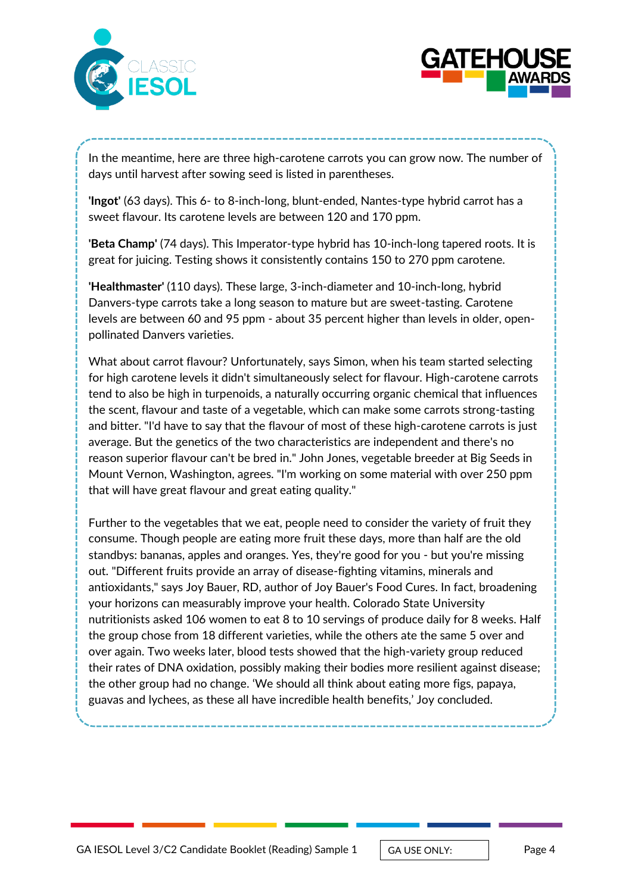In the meantime, here are three high-carotene carrots you can grow now. The number of days until harvest after sowing seed is listed in parentheses.

**'Ingot'** (63 days). This 6- to 8-inch-long, blunt-ended, Nantes-type hybrid carrot has a sweet flavour. Its carotene levels are between 120 and 170 ppm.

**'Beta Champ'** (74 days). This Imperator-type hybrid has 10-inch-long tapered roots. It is great for juicing. Testing shows it consistently contains 150 to 270 ppm carotene.

**'Healthmaster'** (110 days). These large, 3-inch-diameter and 10-inch-long, hybrid Danvers-type carrots take a long season to mature but are sweet-tasting. Carotene levels are between 60 and 95 ppm - about 35 percent higher than levels in older, open-pollinated Danvers varieties.

What about carrot flavour? Unfortunately, says Simon, when his team started selecting for high carotene levels it didn't simultaneously select for flavour. High-carotene carrots tend to also be high in turpenoids, a naturally occurring organic chemical that influences the scent, flavour and taste of a vegetable, which can make some carrots strong-tasting and bitter. "I'd have to say that the flavour of most of these high-carotene carrots is just average. But the genetics of the two characteristics are independent and there's no reason superior flavour can't be bred in." John Jones, vegetable breeder at Big Seeds in Mount Vernon, Washington, agrees. "I'm working on some material with over 250 ppm that will have great flavour and great eating quality."

Further to the vegetables that we eat, people need to consider the variety of fruit they consume. Though people are eating more fruit these days, more than half are the old standbys: bananas, apples and oranges. Yes, they're good for you - but you're missing out. "Different fruits provide an array of disease-fighting vitamins, minerals and antioxidants," says Joy Bauer, RD, author of Joy Bauer's Food Cures. In fact, broadening your horizons can measurably improve your health. Colorado State University nutritionists asked 106 women to eat 8 to 10 servings of produce daily for 8 weeks. Half the group chose from 18 different varieties, while the others ate the same 5 over and over again. Two weeks later, blood tests showed that the high-variety group reduced their rates of DNA oxidation, possibly making their bodies more resilient against disease; the other group had no change. 'We should all think about eating more figs, papaya, guavas and lychees, as these all have incredible health benefits,' Joy concluded.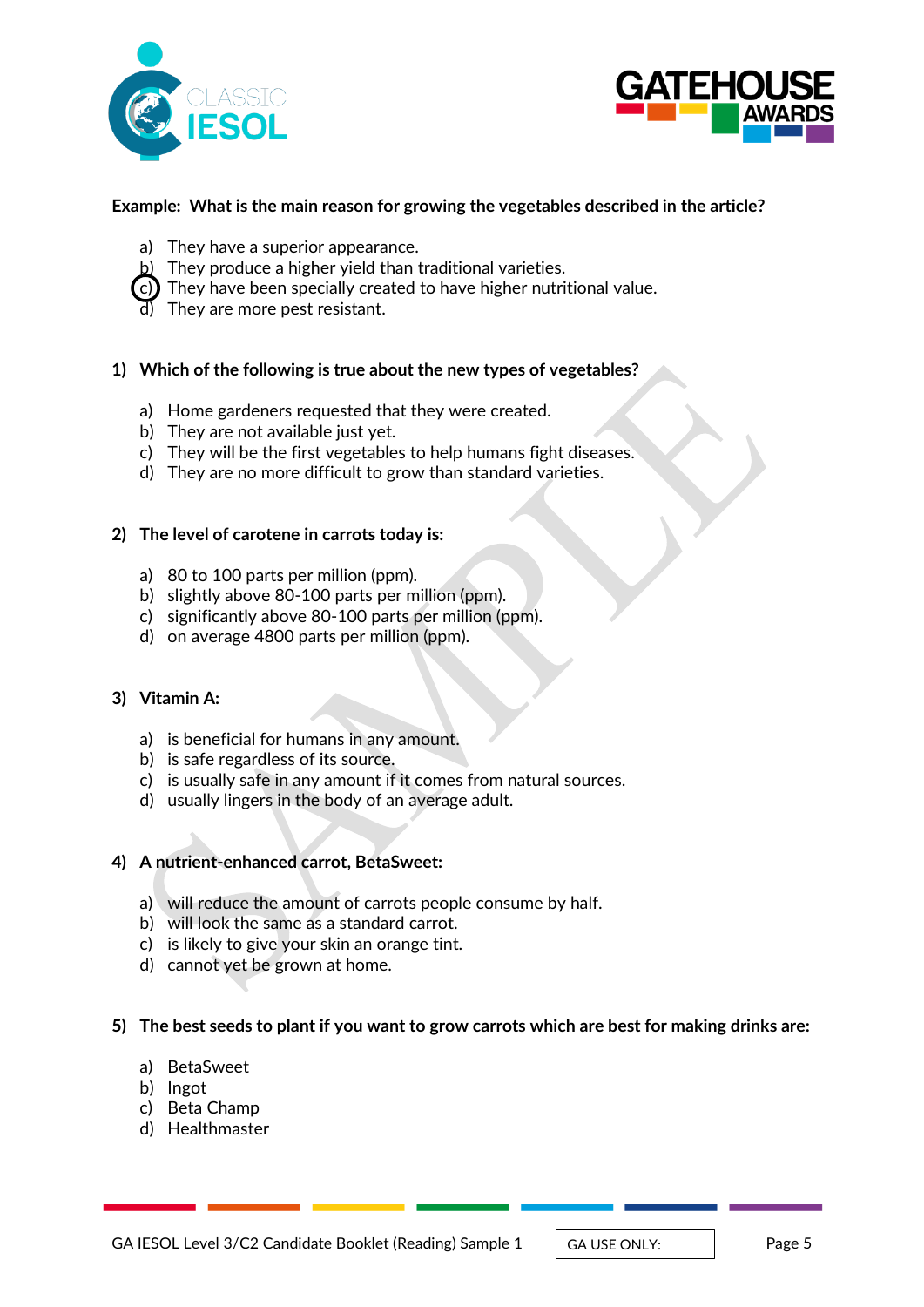**Example: What is the main reason for growing the vegetables described in the article?**

a) They have a superior appearance.
b) They produce a higher yield than traditional varieties.
c) They have been specially created to have higher nutritional value.
d) They are more pest resistant.

**1) Which of the following is true about the new types of vegetables?**

a) Home gardeners requested that they were created.
b) They are not available just yet.
c) They will be the first vegetables to help humans fight diseases.
d) They are no more difficult to grow than standard varieties.

**2) The level of carotene in carrots today is:**

a) 80 to 100 parts per million (ppm).
b) slightly above 80-100 parts per million (ppm).
c) significantly above 80-100 parts per million (ppm).
d) on average 4800 parts per million (ppm).

**3) Vitamin A:**

a) is beneficial for humans in any amount.
b) is safe regardless of its source.
c) is usually safe in any amount if it comes from natural sources.
d) usually lingers in the body of an average adult.

**4) A nutrient-enhanced carrot, BetaSweet:**

a) will reduce the amount of carrots people consume by half.
b) will look the same as a standard carrot.
c) is likely to give your skin an orange tint.
d) cannot yet be grown at home.

**5) The best seeds to plant if you want to grow carrots which are best for making drinks are:**

a) BetaSweet
b) Ingot
c) Beta Champ
d) Healthmaster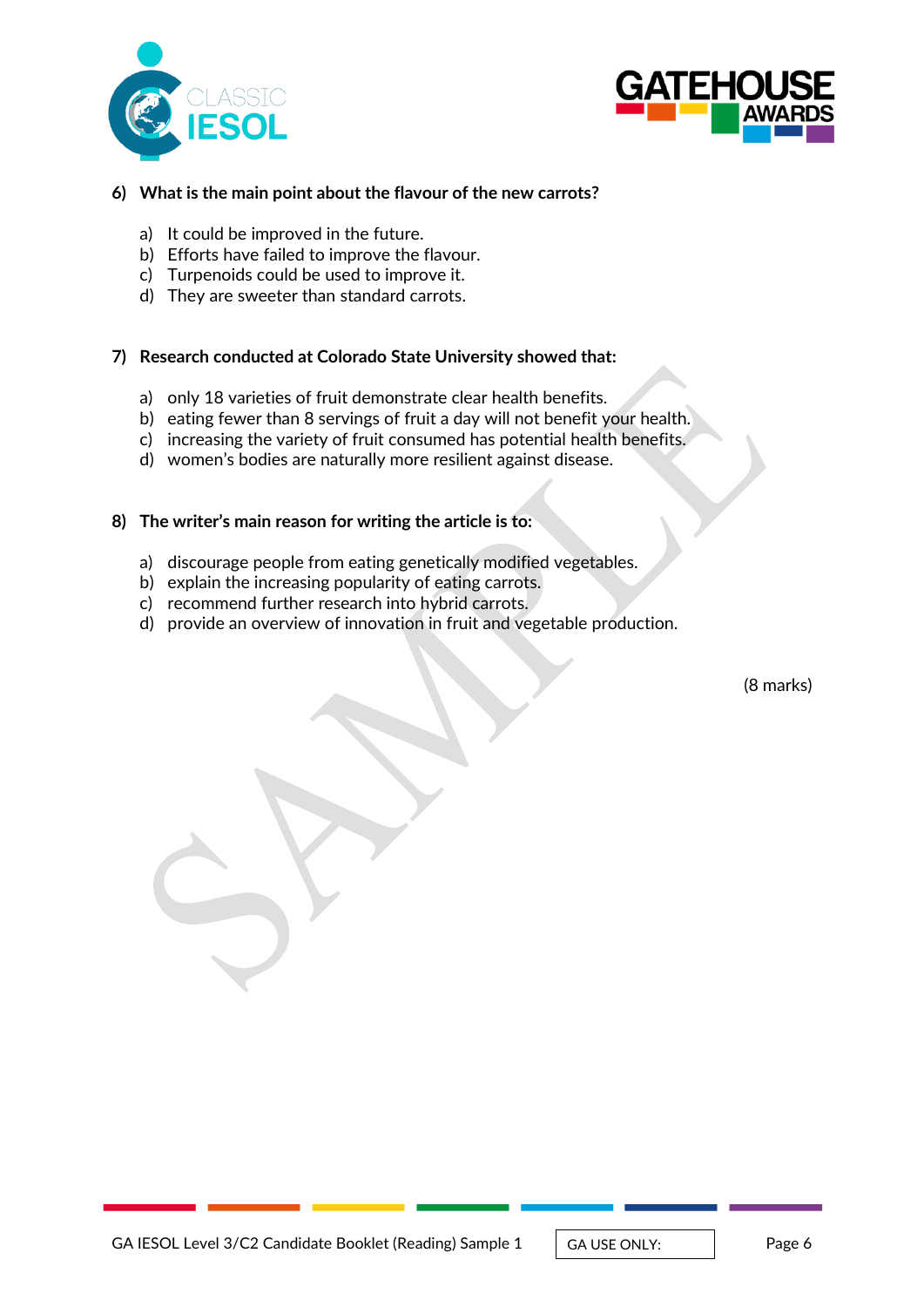**6) What is the main point about the flavour of the new carrots?**

a) It could be improved in the future.
b) Efforts have failed to improve the flavour.
c) Turpenoids could be used to improve it.
d) They are sweeter than standard carrots.

**7) Research conducted at Colorado State University showed that:**

a) only 18 varieties of fruit demonstrate clear health benefits.
b) eating fewer than 8 servings of fruit a day will not benefit your health.
c) increasing the variety of fruit consumed has potential health benefits.
d) women's bodies are naturally more resilient against disease.

**8) The writer's main reason for writing the article is to:**

a) discourage people from eating genetically modified vegetables.
b) explain the increasing popularity of eating carrots.
c) recommend further research into hybrid carrots.
d) provide an overview of innovation in fruit and vegetable production.

(8 marks)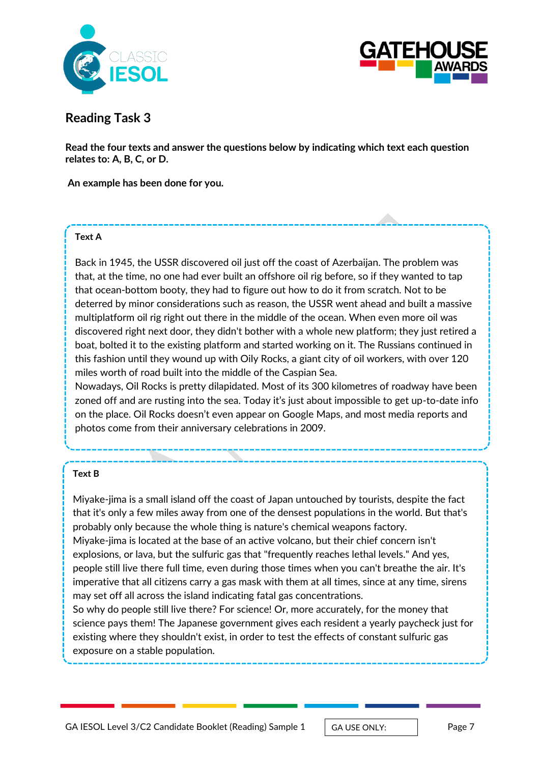## Reading Task 3

**Read the four texts and answer the questions below by indicating which text each question relates to: A, B, C, or D.**

**An example has been done for you.**

**Text A**

Back in 1945, the USSR discovered oil just off the coast of Azerbaijan. The problem was that, at the time, no one had ever built an offshore oil rig before, so if they wanted to tap that ocean-bottom booty, they had to figure out how to do it from scratch. Not to be deterred by minor considerations such as reason, the USSR went ahead and built a massive multiplatform oil rig right out there in the middle of the ocean. When even more oil was discovered right next door, they didn't bother with a whole new platform; they just retired a boat, bolted it to the existing platform and started working on it. The Russians continued in this fashion until they wound up with Oily Rocks, a giant city of oil workers, with over 120 miles worth of road built into the middle of the Caspian Sea.
Nowadays, Oil Rocks is pretty dilapidated. Most of its 300 kilometres of roadway have been zoned off and are rusting into the sea. Today it's just about impossible to get up-to-date info on the place. Oil Rocks doesn't even appear on Google Maps, and most media reports and photos come from their anniversary celebrations in 2009.

**Text B**

Miyake-jima is a small island off the coast of Japan untouched by tourists, despite the fact that it's only a few miles away from one of the densest populations in the world. But that's probably only because the whole thing is nature's chemical weapons factory.
Miyake-jima is located at the base of an active volcano, but their chief concern isn't explosions, or lava, but the sulfuric gas that "frequently reaches lethal levels." And yes, people still live there full time, even during those times when you can't breathe the air. It's imperative that all citizens carry a gas mask with them at all times, since at any time, sirens may set off all across the island indicating fatal gas concentrations.
So why do people still live there? For science! Or, more accurately, for the money that science pays them! The Japanese government gives each resident a yearly paycheck just for existing where they shouldn't exist, in order to test the effects of constant sulfuric gas exposure on a stable population.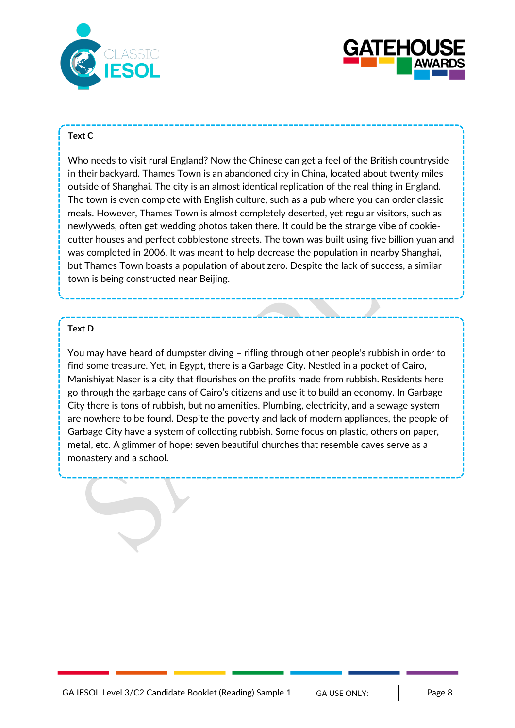**Text C**

Who needs to visit rural England? Now the Chinese can get a feel of the British countryside in their backyard. Thames Town is an abandoned city in China, located about twenty miles outside of Shanghai. The city is an almost identical replication of the real thing in England. The town is even complete with English culture, such as a pub where you can order classic meals. However, Thames Town is almost completely deserted, yet regular visitors, such as newlyweds, often get wedding photos taken there. It could be the strange vibe of cookie-cutter houses and perfect cobblestone streets. The town was built using five billion yuan and was completed in 2006. It was meant to help decrease the population in nearby Shanghai, but Thames Town boasts a population of about zero. Despite the lack of success, a similar town is being constructed near Beijing.

**Text D**

You may have heard of dumpster diving – rifling through other people's rubbish in order to find some treasure. Yet, in Egypt, there is a Garbage City. Nestled in a pocket of Cairo, Manishiyat Naser is a city that flourishes on the profits made from rubbish. Residents here go through the garbage cans of Cairo's citizens and use it to build an economy. In Garbage City there is tons of rubbish, but no amenities. Plumbing, electricity, and a sewage system are nowhere to be found. Despite the poverty and lack of modern appliances, the people of Garbage City have a system of collecting rubbish. Some focus on plastic, others on paper, metal, etc. A glimmer of hope: seven beautiful churches that resemble caves serve as a monastery and a school.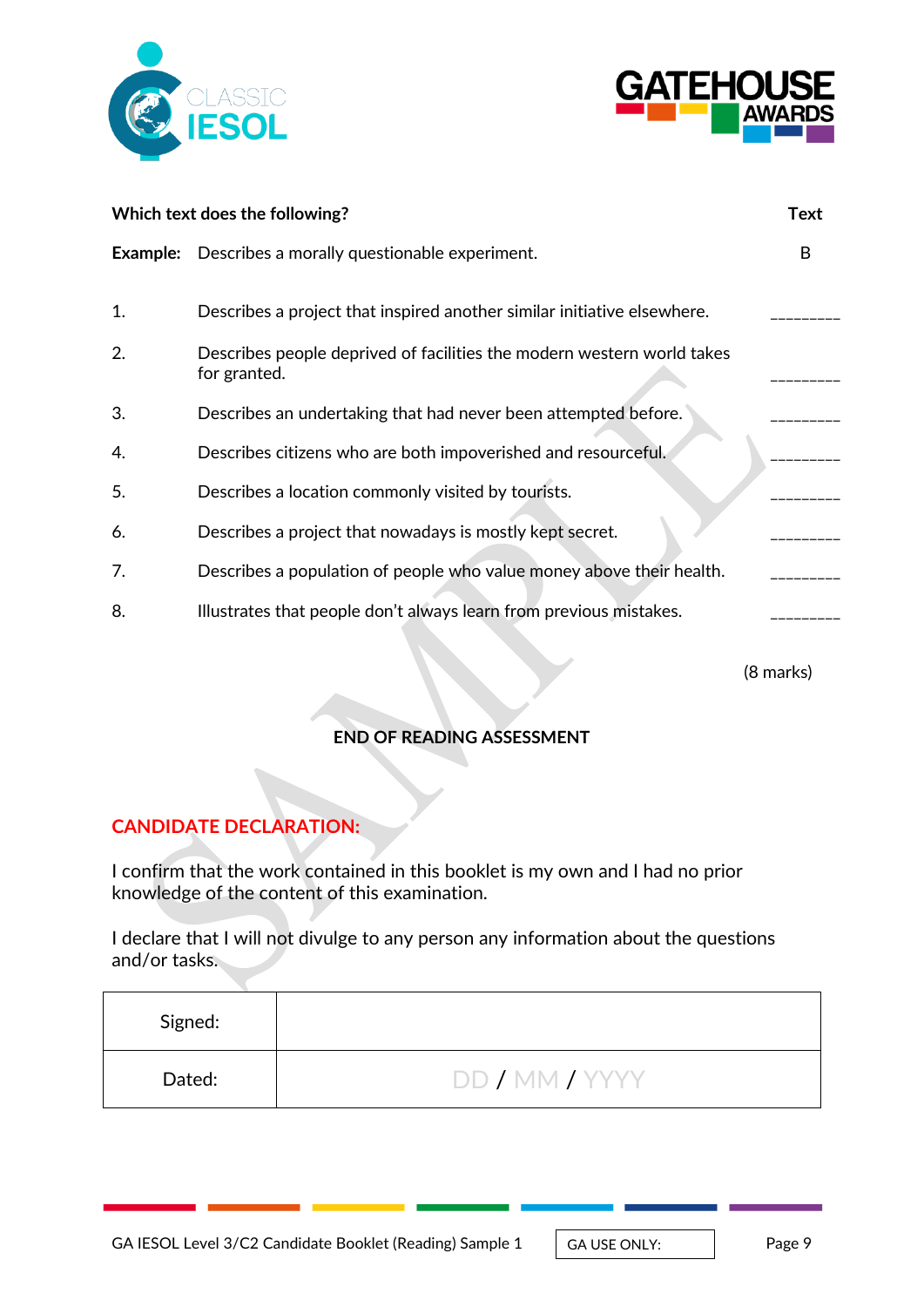| Which text does the following? | | Text |
|---|---|---|
| **Example:** | Describes a morally questionable experiment. | B |
| 1. | Describes a project that inspired another similar initiative elsewhere. | _________ |
| 2. | Describes people deprived of facilities the modern western world takes for granted. | _________ |
| 3. | Describes an undertaking that had never been attempted before. | _________ |
| 4. | Describes citizens who are both impoverished and resourceful. | _________ |
| 5. | Describes a location commonly visited by tourists. | _________ |
| 6. | Describes a project that nowadays is mostly kept secret. | _________ |
| 7. | Describes a population of people who value money above their health. | _________ |
| 8. | Illustrates that people don't always learn from previous mistakes. | _________ |

(8 marks)

**END OF READING ASSESSMENT**

## CANDIDATE DECLARATION:

I confirm that the work contained in this booklet is my own and I had no prior knowledge of the content of this examination.

I declare that I will not divulge to any person any information about the questions and/or tasks.

| | |
|---|---|
| Signed: | |
| Dated: | DD / MM / YYYY |

GA USE ONLY: